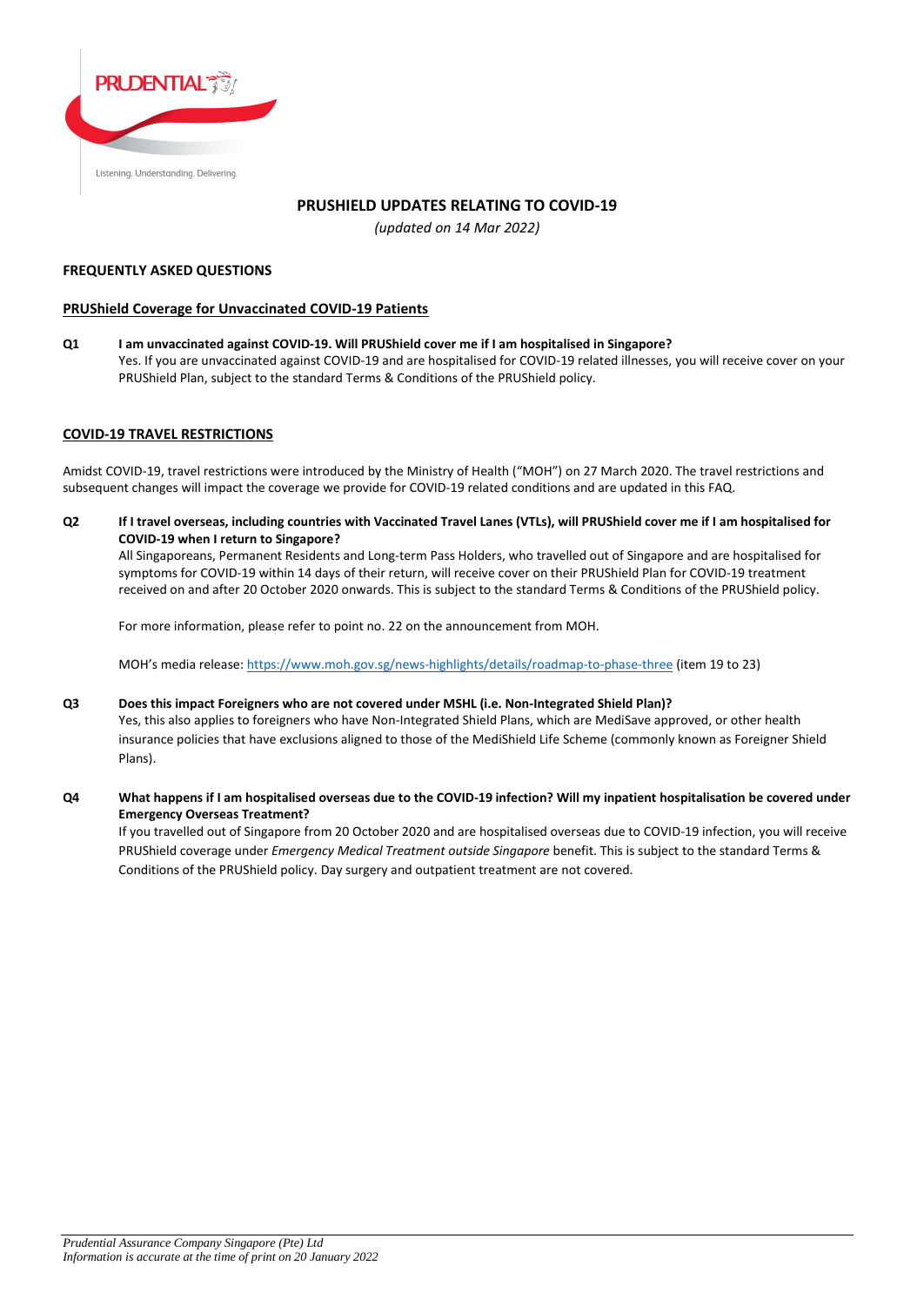PRUDENTIAL

Listening. Understanding. Delivering.

# PRUSHIELD UPDATES RELATING TO COVID-19

*(updated on 14 Mar 2022)*

## FREQUENTLY ASKED QUESTIONS

### PRUShield Coverage for Unvaccinated COVID-19 Patients

**Q1 I am unvaccinated against COVID-19. Will PRUShield cover me if I am hospitalised in Singapore?**

Yes. If you are unvaccinated against COVID-19 and are hospitalised for COVID-19 related illnesses, you will receive cover on your PRUShield Plan, subject to the standard Terms & Conditions of the PRUShield policy.

### COVID-19 TRAVEL RESTRICTIONS

Amidst COVID-19, travel restrictions were introduced by the Ministry of Health ("MOH") on 27 March 2020. The travel restrictions and subsequent changes will impact the coverage we provide for COVID-19 related conditions and are updated in this FAQ.

**Q2 If I travel overseas, including countries with Vaccinated Travel Lanes (VTLs), will PRUShield cover me if I am hospitalised for COVID-19 when I return to Singapore?**

All Singaporeans, Permanent Residents and Long-term Pass Holders, who travelled out of Singapore and are hospitalised for symptoms for COVID-19 within 14 days of their return, will receive cover on their PRUShield Plan for COVID-19 treatment received on and after 20 October 2020 onwards. This is subject to the standard Terms & Conditions of the PRUShield policy.

For more information, please refer to point no. 22 on the announcement from MOH.

MOH's media release: https://www.moh.gov.sg/news-highlights/details/roadmap-to-phase-three (item 19 to 23)

**Q3 Does this impact Foreigners who are not covered under MSHL (i.e. Non-Integrated Shield Plan)?**

Yes, this also applies to foreigners who have Non-Integrated Shield Plans, which are MediSave approved, or other health insurance policies that have exclusions aligned to those of the MediShield Life Scheme (commonly known as Foreigner Shield Plans).

**Q4 What happens if I am hospitalised overseas due to the COVID-19 infection? Will my inpatient hospitalisation be covered under Emergency Overseas Treatment?**

If you travelled out of Singapore from 20 October 2020 and are hospitalised overseas due to COVID-19 infection, you will receive PRUShield coverage under *Emergency Medical Treatment outside Singapore* benefit. This is subject to the standard Terms & Conditions of the PRUShield policy. Day surgery and outpatient treatment are not covered.

*Prudential Assurance Company Singapore (Pte) Ltd*
*Information is accurate at the time of print on 20 January 2022*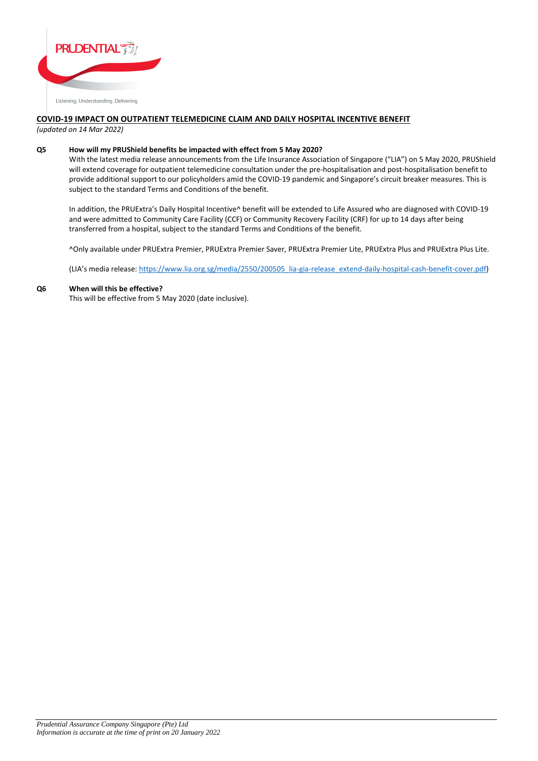## COVID-19 IMPACT ON OUTPATIENT TELEMEDICINE CLAIM AND DAILY HOSPITAL INCENTIVE BENEFIT

*(updated on 14 Mar 2022)*

**Q5 How will my PRUShield benefits be impacted with effect from 5 May 2020?**

With the latest media release announcements from the Life Insurance Association of Singapore ("LIA") on 5 May 2020, PRUShield will extend coverage for outpatient telemedicine consultation under the pre-hospitalisation and post-hospitalisation benefit to provide additional support to our policyholders amid the COVID-19 pandemic and Singapore's circuit breaker measures. This is subject to the standard Terms and Conditions of the benefit.

In addition, the PRUExtra's Daily Hospital Incentive^ benefit will be extended to Life Assured who are diagnosed with COVID-19 and were admitted to Community Care Facility (CCF) or Community Recovery Facility (CRF) for up to 14 days after being transferred from a hospital, subject to the standard Terms and Conditions of the benefit.

^Only available under PRUExtra Premier, PRUExtra Premier Saver, PRUExtra Premier Lite, PRUExtra Plus and PRUExtra Plus Lite.

(LIA's media release: https://www.lia.org.sg/media/2550/200505_lia-gia-release_extend-daily-hospital-cash-benefit-cover.pdf)

**Q6 When will this be effective?**

This will be effective from 5 May 2020 (date inclusive).

*Prudential Assurance Company Singapore (Pte) Ltd*
*Information is accurate at the time of print on 20 January 2022*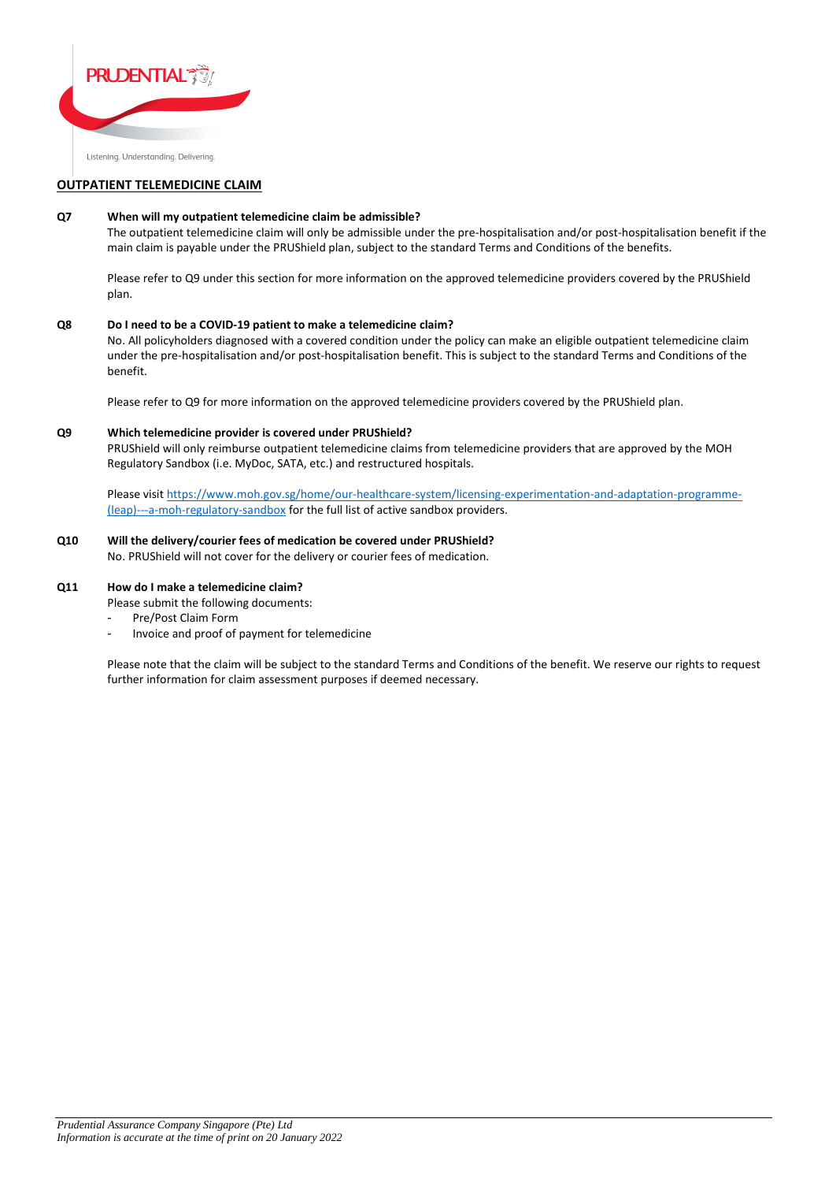## OUTPATIENT TELEMEDICINE CLAIM

**Q7 When will my outpatient telemedicine claim be admissible?**

The outpatient telemedicine claim will only be admissible under the pre-hospitalisation and/or post-hospitalisation benefit if the main claim is payable under the PRUShield plan, subject to the standard Terms and Conditions of the benefits.

Please refer to Q9 under this section for more information on the approved telemedicine providers covered by the PRUShield plan.

**Q8 Do I need to be a COVID-19 patient to make a telemedicine claim?**

No. All policyholders diagnosed with a covered condition under the policy can make an eligible outpatient telemedicine claim under the pre-hospitalisation and/or post-hospitalisation benefit. This is subject to the standard Terms and Conditions of the benefit.

Please refer to Q9 for more information on the approved telemedicine providers covered by the PRUShield plan.

**Q9 Which telemedicine provider is covered under PRUShield?**

PRUShield will only reimburse outpatient telemedicine claims from telemedicine providers that are approved by the MOH Regulatory Sandbox (i.e. MyDoc, SATA, etc.) and restructured hospitals.

Please visit https://www.moh.gov.sg/home/our-healthcare-system/licensing-experimentation-and-adaptation-programme-(leap)---a-moh-regulatory-sandbox for the full list of active sandbox providers.

**Q10 Will the delivery/courier fees of medication be covered under PRUShield?**

No. PRUShield will not cover for the delivery or courier fees of medication.

**Q11 How do I make a telemedicine claim?**

Please submit the following documents:

- Pre/Post Claim Form
- Invoice and proof of payment for telemedicine

Please note that the claim will be subject to the standard Terms and Conditions of the benefit. We reserve our rights to request further information for claim assessment purposes if deemed necessary.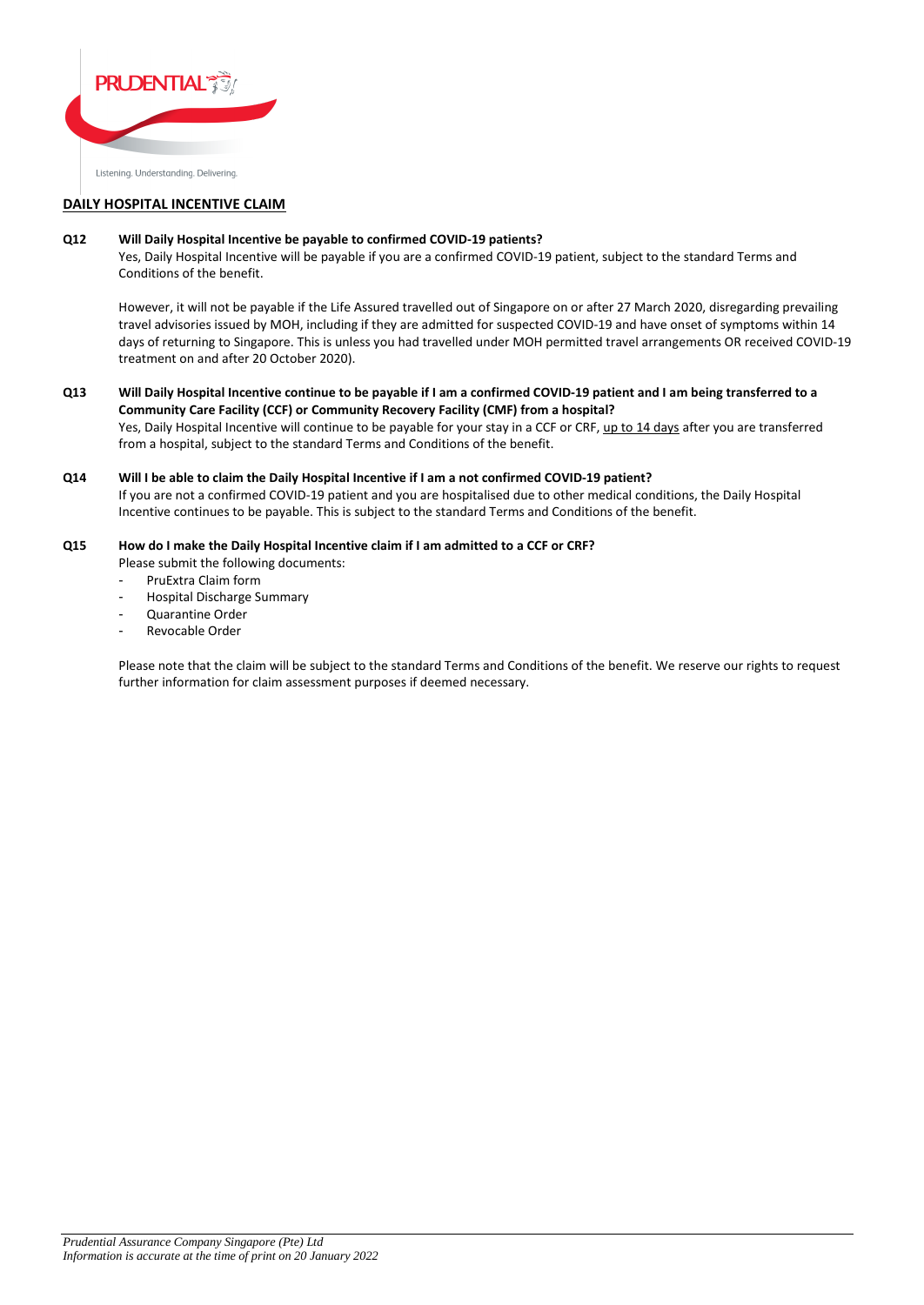## DAILY HOSPITAL INCENTIVE CLAIM

**Q12 Will Daily Hospital Incentive be payable to confirmed COVID-19 patients?**

Yes, Daily Hospital Incentive will be payable if you are a confirmed COVID-19 patient, subject to the standard Terms and Conditions of the benefit.

However, it will not be payable if the Life Assured travelled out of Singapore on or after 27 March 2020, disregarding prevailing travel advisories issued by MOH, including if they are admitted for suspected COVID-19 and have onset of symptoms within 14 days of returning to Singapore. This is unless you had travelled under MOH permitted travel arrangements OR received COVID-19 treatment on and after 20 October 2020).

**Q13 Will Daily Hospital Incentive continue to be payable if I am a confirmed COVID-19 patient and I am being transferred to a Community Care Facility (CCF) or Community Recovery Facility (CMF) from a hospital?**

Yes, Daily Hospital Incentive will continue to be payable for your stay in a CCF or CRF, <u>up to 14 days</u> after you are transferred from a hospital, subject to the standard Terms and Conditions of the benefit.

**Q14 Will I be able to claim the Daily Hospital Incentive if I am a not confirmed COVID-19 patient?**

If you are not a confirmed COVID-19 patient and you are hospitalised due to other medical conditions, the Daily Hospital Incentive continues to be payable. This is subject to the standard Terms and Conditions of the benefit.

**Q15 How do I make the Daily Hospital Incentive claim if I am admitted to a CCF or CRF?**

Please submit the following documents:

- PruExtra Claim form
- Hospital Discharge Summary
- Quarantine Order
- Revocable Order

Please note that the claim will be subject to the standard Terms and Conditions of the benefit. We reserve our rights to request further information for claim assessment purposes if deemed necessary.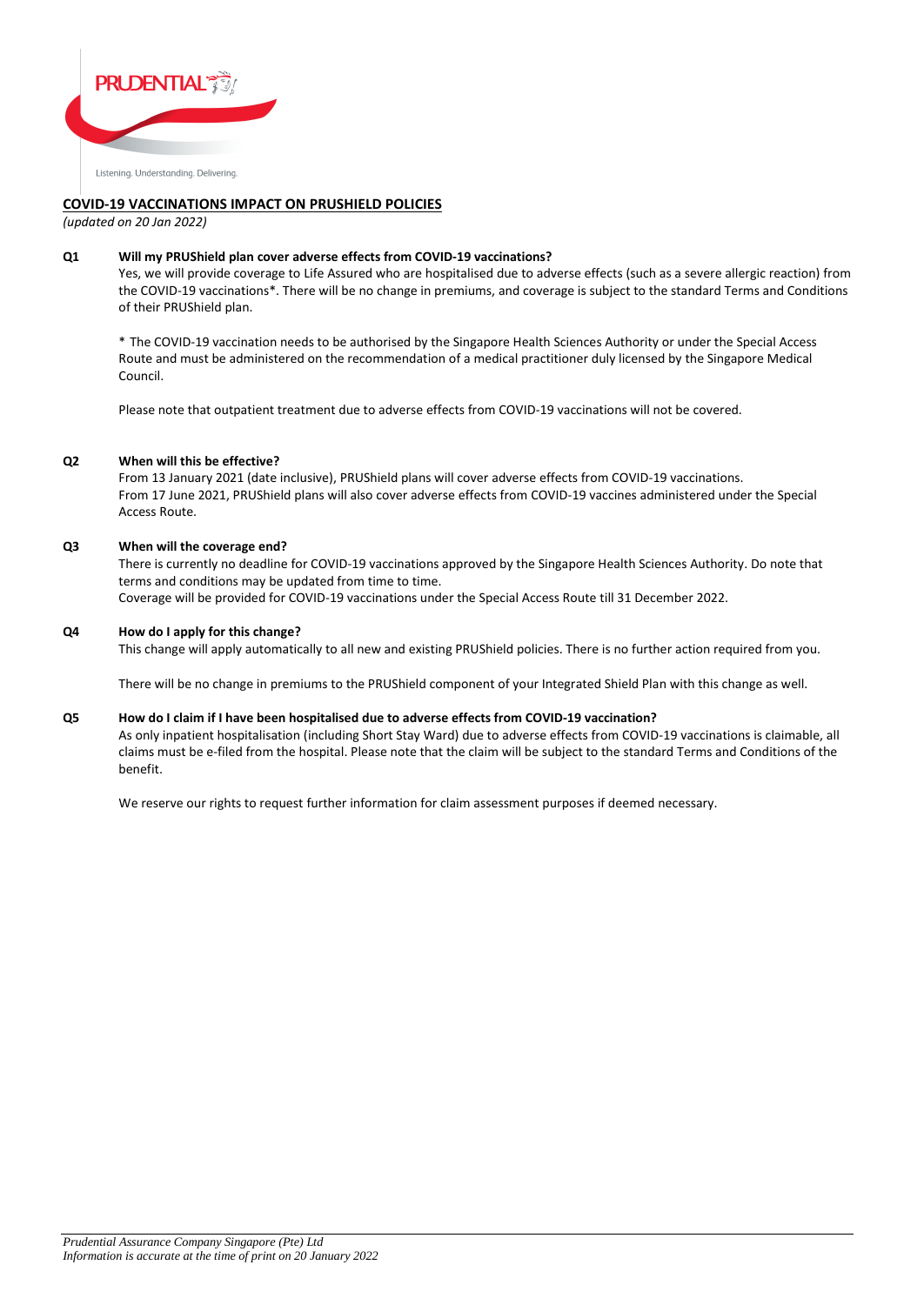## COVID-19 VACCINATIONS IMPACT ON PRUSHIELD POLICIES

*(updated on 20 Jan 2022)*

**Q1 Will my PRUShield plan cover adverse effects from COVID-19 vaccinations?**

Yes, we will provide coverage to Life Assured who are hospitalised due to adverse effects (such as a severe allergic reaction) from the COVID-19 vaccinations*. There will be no change in premiums, and coverage is subject to the standard Terms and Conditions of their PRUShield plan.

* The COVID-19 vaccination needs to be authorised by the Singapore Health Sciences Authority or under the Special Access Route and must be administered on the recommendation of a medical practitioner duly licensed by the Singapore Medical Council.

Please note that outpatient treatment due to adverse effects from COVID-19 vaccinations will not be covered.

**Q2 When will this be effective?**

From 13 January 2021 (date inclusive), PRUShield plans will cover adverse effects from COVID-19 vaccinations.
From 17 June 2021, PRUShield plans will also cover adverse effects from COVID-19 vaccines administered under the Special Access Route.

**Q3 When will the coverage end?**

There is currently no deadline for COVID-19 vaccinations approved by the Singapore Health Sciences Authority. Do note that terms and conditions may be updated from time to time.
Coverage will be provided for COVID-19 vaccinations under the Special Access Route till 31 December 2022.

**Q4 How do I apply for this change?**

This change will apply automatically to all new and existing PRUShield policies. There is no further action required from you.

There will be no change in premiums to the PRUShield component of your Integrated Shield Plan with this change as well.

**Q5 How do I claim if I have been hospitalised due to adverse effects from COVID-19 vaccination?**

As only inpatient hospitalisation (including Short Stay Ward) due to adverse effects from COVID-19 vaccinations is claimable, all claims must be e-filed from the hospital. Please note that the claim will be subject to the standard Terms and Conditions of the benefit.

We reserve our rights to request further information for claim assessment purposes if deemed necessary.

*Prudential Assurance Company Singapore (Pte) Ltd*
*Information is accurate at the time of print on 20 January 2022*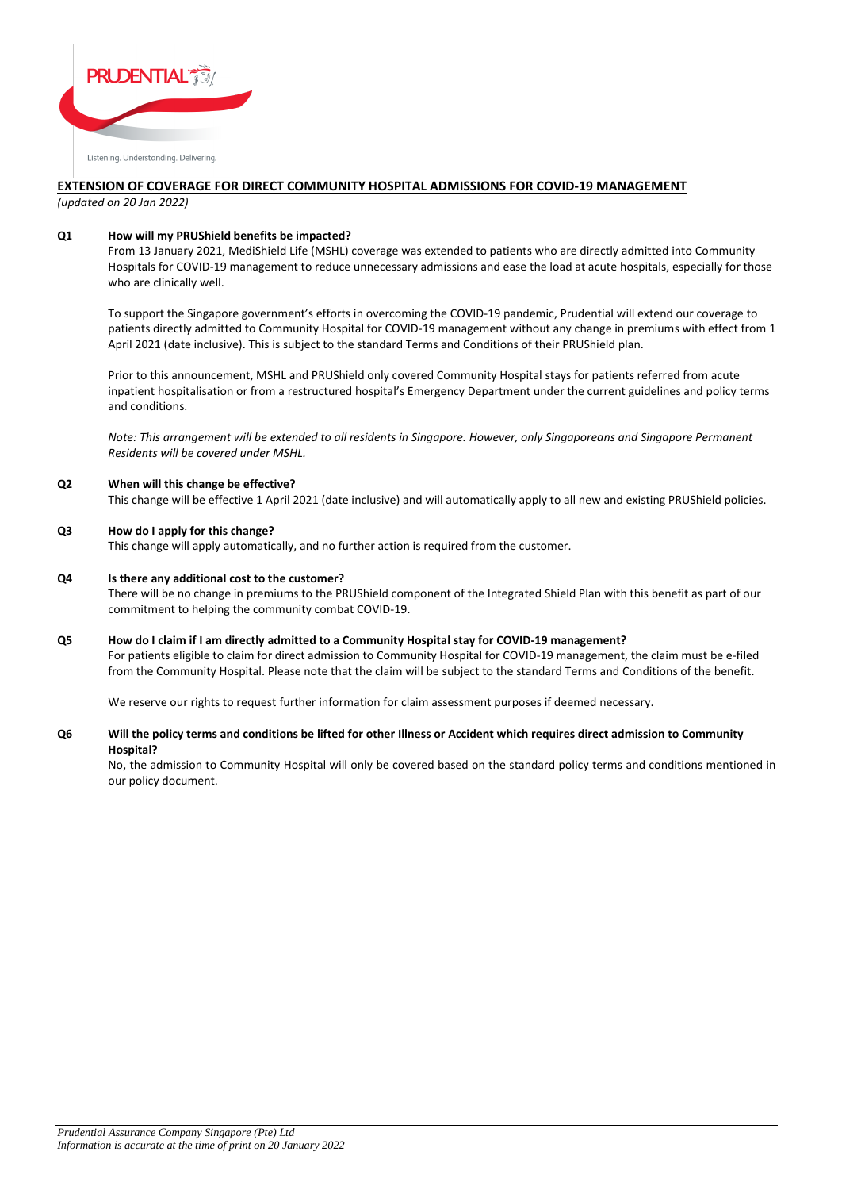PRUDENTIAL

Listening. Understanding. Delivering.

# EXTENSION OF COVERAGE FOR DIRECT COMMUNITY HOSPITAL ADMISSIONS FOR COVID-19 MANAGEMENT

*(updated on 20 Jan 2022)*

**Q1 How will my PRUShield benefits be impacted?**

From 13 January 2021, MediShield Life (MSHL) coverage was extended to patients who are directly admitted into Community Hospitals for COVID-19 management to reduce unnecessary admissions and ease the load at acute hospitals, especially for those who are clinically well.

To support the Singapore government's efforts in overcoming the COVID-19 pandemic, Prudential will extend our coverage to patients directly admitted to Community Hospital for COVID-19 management without any change in premiums with effect from 1 April 2021 (date inclusive). This is subject to the standard Terms and Conditions of their PRUShield plan.

Prior to this announcement, MSHL and PRUShield only covered Community Hospital stays for patients referred from acute inpatient hospitalisation or from a restructured hospital's Emergency Department under the current guidelines and policy terms and conditions.

*Note: This arrangement will be extended to all residents in Singapore. However, only Singaporeans and Singapore Permanent Residents will be covered under MSHL.*

**Q2 When will this change be effective?**

This change will be effective 1 April 2021 (date inclusive) and will automatically apply to all new and existing PRUShield policies.

**Q3 How do I apply for this change?**

This change will apply automatically, and no further action is required from the customer.

**Q4 Is there any additional cost to the customer?**

There will be no change in premiums to the PRUShield component of the Integrated Shield Plan with this benefit as part of our commitment to helping the community combat COVID-19.

**Q5 How do I claim if I am directly admitted to a Community Hospital stay for COVID-19 management?**

For patients eligible to claim for direct admission to Community Hospital for COVID-19 management, the claim must be e-filed from the Community Hospital. Please note that the claim will be subject to the standard Terms and Conditions of the benefit.

We reserve our rights to request further information for claim assessment purposes if deemed necessary.

**Q6 Will the policy terms and conditions be lifted for other Illness or Accident which requires direct admission to Community Hospital?**

No, the admission to Community Hospital will only be covered based on the standard policy terms and conditions mentioned in our policy document.

*Prudential Assurance Company Singapore (Pte) Ltd*
*Information is accurate at the time of print on 20 January 2022*